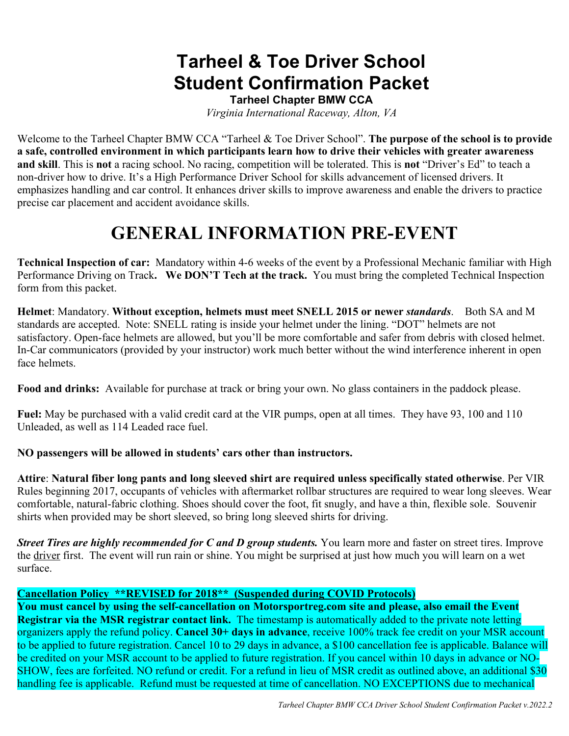# Tarheel & Toe Driver School Student Confirmation Packet

**Tarheel Chapter BMW CCA**

*Virginia International Raceway, Alton, VA*

Welcome to the Tarheel Chapter BMW CCA "Tarheel & Toe Driver School". **The purpose of the school is to provide a safe, controlled environment in which participants learn how to drive their vehicles with greater awareness and skill**. This is **not** a racing school. No racing, competition will be tolerated. This is **not** "Driver's Ed" to teach a non-driver how to drive. It's a High Performance Driver School for skills advancement of licensed drivers. It emphasizes handling and car control. It enhances driver skills to improve awareness and enable the drivers to practice precise car placement and accident avoidance skills.

# GENERAL INFORMATION PRE-EVENT

**Technical Inspection of car:** Mandatory within 4-6 weeks of the event by a Professional Mechanic familiar with High Performance Driving on Track**. We DON'T Tech at the track.** You must bring the completed Technical Inspection form from this packet.

**Helmet**: Mandatory. **Without exception, helmets must meet SNELL 2015 or newer *standards***. Both SA and M standards are accepted. Note: SNELL rating is inside your helmet under the lining. "DOT" helmets are not satisfactory. Open-face helmets are allowed, but you'll be more comfortable and safer from debris with closed helmet. In-Car communicators (provided by your instructor) work much better without the wind interference inherent in open face helmets.

**Food and drinks:** Available for purchase at track or bring your own. No glass containers in the paddock please.

**Fuel:** May be purchased with a valid credit card at the VIR pumps, open at all times. They have 93, 100 and 110 Unleaded, as well as 114 Leaded race fuel.

**NO passengers will be allowed in students' cars other than instructors.**

**Attire**: **Natural fiber long pants and long sleeved shirt are required unless specifically stated otherwise**. Per VIR Rules beginning 2017, occupants of vehicles with aftermarket rollbar structures are required to wear long sleeves. Wear comfortable, natural-fabric clothing. Shoes should cover the foot, fit snugly, and have a thin, flexible sole. Souvenir shirts when provided may be short sleeved, so bring long sleeved shirts for driving.

***Street Tires are highly recommended for C and D group students.*** You learn more and faster on street tires. Improve the driver first. The event will run rain or shine. You might be surprised at just how much you will learn on a wet surface.

**Cancellation Policy \*\*REVISED for 2018\*\* (Suspended during COVID Protocols)**

**You must cancel by using the self-cancellation on Motorsportreg.com site and please, also email the Event Registrar via the MSR registrar contact link.** The timestamp is automatically added to the private note letting organizers apply the refund policy. **Cancel 30+ days in advance**, receive 100% track fee credit on your MSR account to be applied to future registration. Cancel 10 to 29 days in advance, a $100 cancellation fee is applicable. Balance will be credited on your MSR account to be applied to future registration. If you cancel within 10 days in advance or NO-SHOW, fees are forfeited. NO refund or credit. For a refund in lieu of MSR credit as outlined above, an additional $30 handling fee is applicable. Refund must be requested at time of cancellation. NO EXCEPTIONS due to mechanical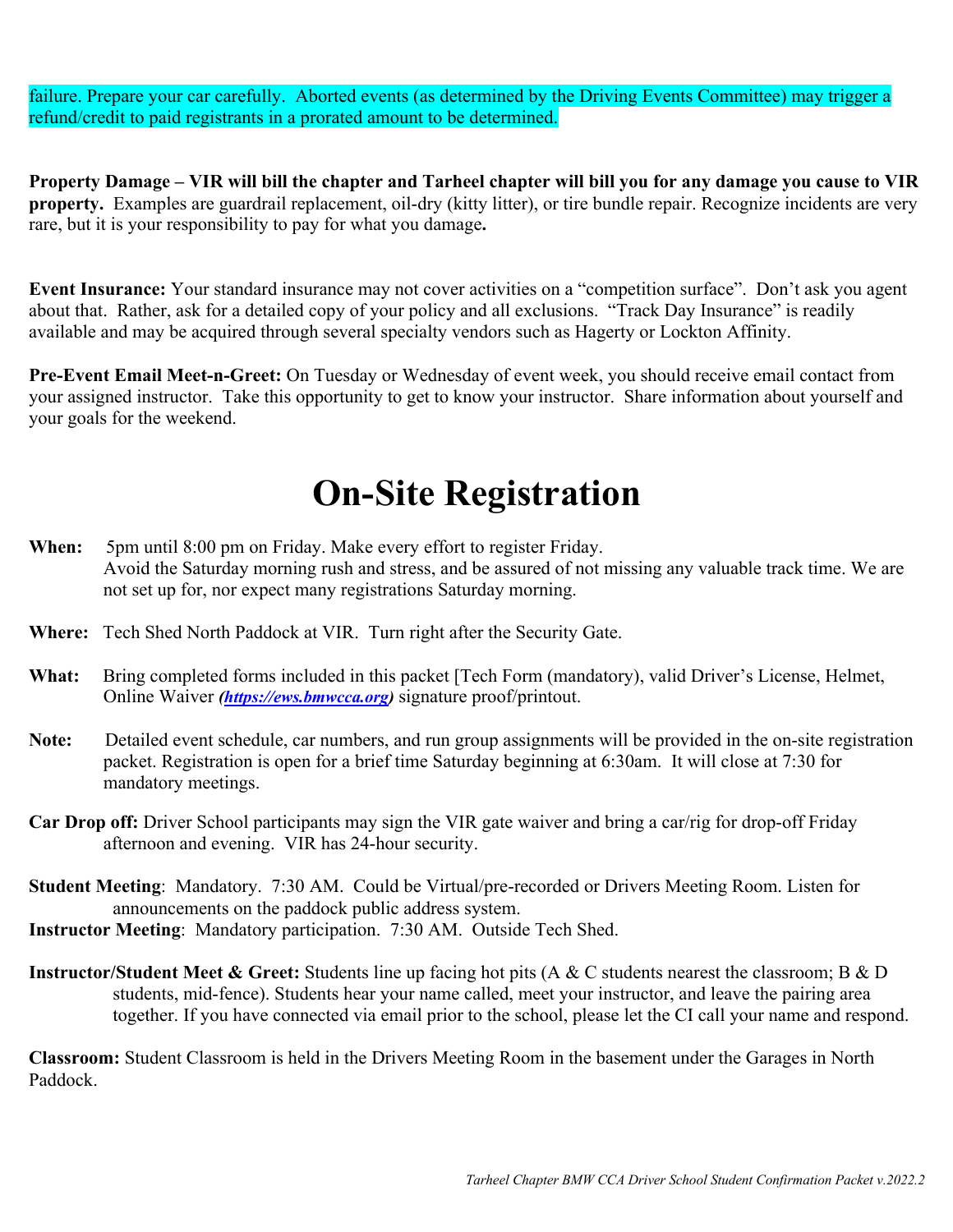failure. Prepare your car carefully. Aborted events (as determined by the Driving Events Committee) may trigger a refund/credit to paid registrants in a prorated amount to be determined.

**Property Damage – VIR will bill the chapter and Tarheel chapter will bill you for any damage you cause to VIR property.** Examples are guardrail replacement, oil-dry (kitty litter), or tire bundle repair. Recognize incidents are very rare, but it is your responsibility to pay for what you damage**.**

**Event Insurance:** Your standard insurance may not cover activities on a "competition surface". Don't ask you agent about that. Rather, ask for a detailed copy of your policy and all exclusions. "Track Day Insurance" is readily available and may be acquired through several specialty vendors such as Hagerty or Lockton Affinity.

**Pre-Event Email Meet-n-Greet:** On Tuesday or Wednesday of event week, you should receive email contact from your assigned instructor. Take this opportunity to get to know your instructor. Share information about yourself and your goals for the weekend.

# On-Site Registration

**When:** 5pm until 8:00 pm on Friday. Make every effort to register Friday. Avoid the Saturday morning rush and stress, and be assured of not missing any valuable track time. We are not set up for, nor expect many registrations Saturday morning.

**Where:** Tech Shed North Paddock at VIR. Turn right after the Security Gate.

**What:** Bring completed forms included in this packet [Tech Form (mandatory), valid Driver's License, Helmet, Online Waiver ***(https://ews.bmwcca.org)*** signature proof/printout.

**Note:** Detailed event schedule, car numbers, and run group assignments will be provided in the on-site registration packet. Registration is open for a brief time Saturday beginning at 6:30am. It will close at 7:30 for mandatory meetings.

**Car Drop off:** Driver School participants may sign the VIR gate waiver and bring a car/rig for drop-off Friday afternoon and evening. VIR has 24-hour security.

**Student Meeting**: Mandatory. 7:30 AM. Could be Virtual/pre-recorded or Drivers Meeting Room. Listen for announcements on the paddock public address system.
**Instructor Meeting**: Mandatory participation. 7:30 AM. Outside Tech Shed.

**Instructor/Student Meet & Greet:** Students line up facing hot pits (A & C students nearest the classroom; B & D students, mid-fence). Students hear your name called, meet your instructor, and leave the pairing area together. If you have connected via email prior to the school, please let the CI call your name and respond.

**Classroom:** Student Classroom is held in the Drivers Meeting Room in the basement under the Garages in North Paddock.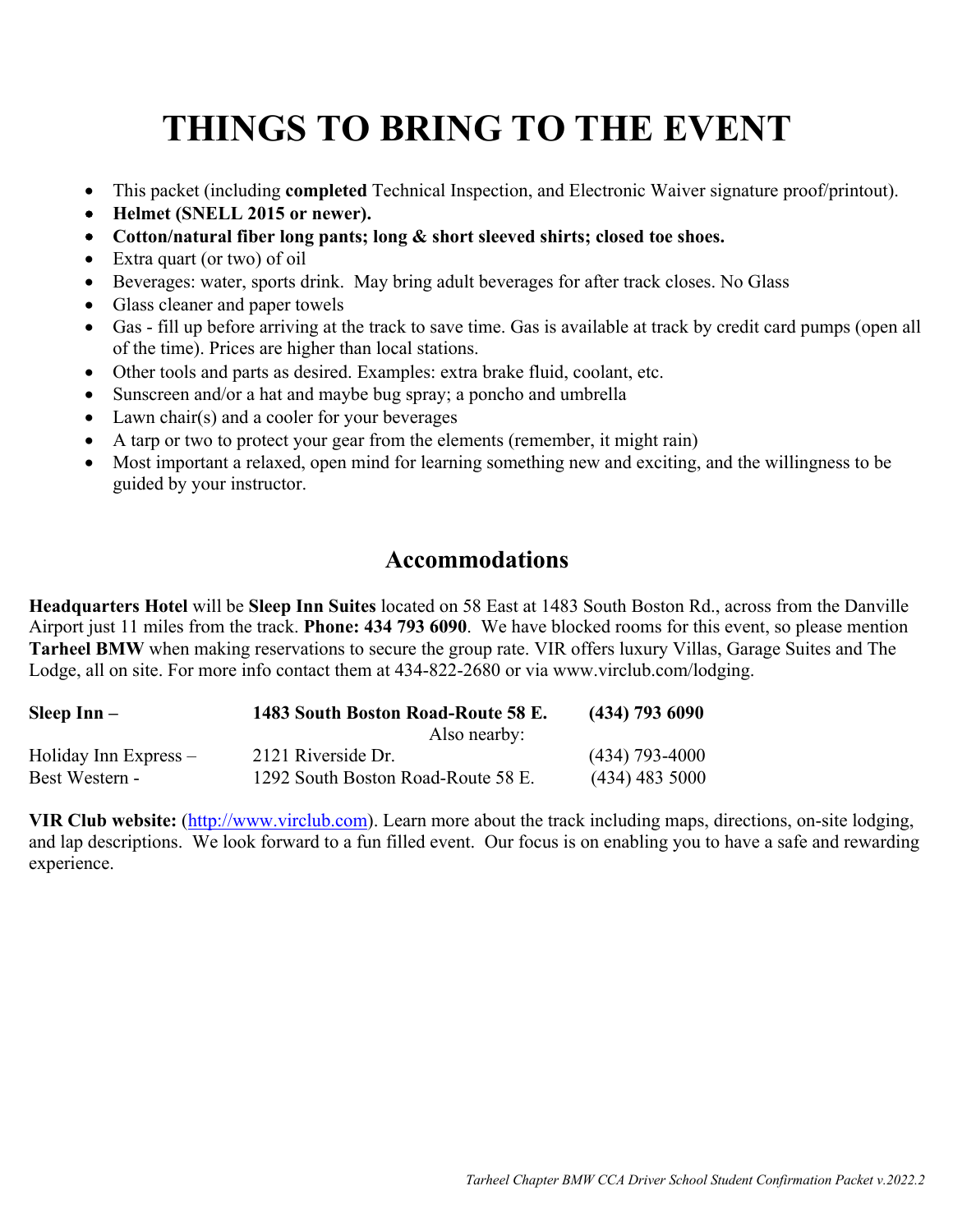# THINGS TO BRING TO THE EVENT

- This packet (including **completed** Technical Inspection, and Electronic Waiver signature proof/printout).
- **Helmet (SNELL 2015 or newer).**
- **Cotton/natural fiber long pants; long & short sleeved shirts; closed toe shoes.**
- Extra quart (or two) of oil
- Beverages: water, sports drink. May bring adult beverages for after track closes. No Glass
- Glass cleaner and paper towels
- Gas - fill up before arriving at the track to save time. Gas is available at track by credit card pumps (open all of the time). Prices are higher than local stations.
- Other tools and parts as desired. Examples: extra brake fluid, coolant, etc.
- Sunscreen and/or a hat and maybe bug spray; a poncho and umbrella
- Lawn chair(s) and a cooler for your beverages
- A tarp or two to protect your gear from the elements (remember, it might rain)
- Most important a relaxed, open mind for learning something new and exciting, and the willingness to be guided by your instructor.

## Accommodations

**Headquarters Hotel** will be **Sleep Inn Suites** located on 58 East at 1483 South Boston Rd., across from the Danville Airport just 11 miles from the track. **Phone: 434 793 6090**. We have blocked rooms for this event, so please mention **Tarheel BMW** when making reservations to secure the group rate. VIR offers luxury Villas, Garage Suites and The Lodge, all on site. For more info contact them at 434-822-2680 or via www.virclub.com/lodging.

| | | |
|---|---|---|
| **Sleep Inn –** | **1483 South Boston Road-Route 58 E.** | **(434) 793 6090** |
| | Also nearby: | |
| Holiday Inn Express – | 2121 Riverside Dr. | (434) 793-4000 |
| Best Western - | 1292 South Boston Road-Route 58 E. | (434) 483 5000 |

**VIR Club website:** (http://www.virclub.com). Learn more about the track including maps, directions, on-site lodging, and lap descriptions. We look forward to a fun filled event. Our focus is on enabling you to have a safe and rewarding experience.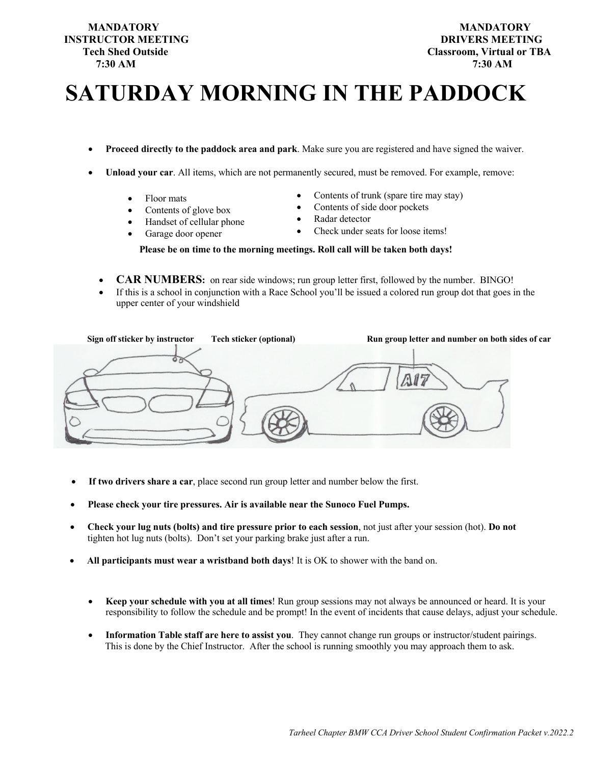**MANDATORY**
**INSTRUCTOR MEETING**
**Tech Shed Outside**
**7:30 AM**

**MANDATORY**
**DRIVERS MEETING**
**Classroom, Virtual or TBA**
**7:30 AM**

# SATURDAY MORNING IN THE PADDOCK

- **Proceed directly to the paddock area and park**. Make sure you are registered and have signed the waiver.

- **Unload your car**. All items, which are not permanently secured, must be removed. For example, remove:

  - Floor mats
  - Contents of glove box
  - Handset of cellular phone
  - Garage door opener
  - Contents of trunk (spare tire may stay)
  - Contents of side door pockets
  - Radar detector
  - Check under seats for loose items!

  **Please be on time to the morning meetings. Roll call will be taken both days!**

- **CAR NUMBERS:** on rear side windows; run group letter first, followed by the number. BINGO!
- If this is a school in conjunction with a Race School you'll be issued a colored run group dot that goes in the upper center of your windshield

**Sign off sticker by instructor** **Tech sticker (optional)** **Run group letter and number on both sides of car**

A17

- **If two drivers share a car**, place second run group letter and number below the first.

- **Please check your tire pressures. Air is available near the Sunoco Fuel Pumps.**

- **Check your lug nuts (bolts) and tire pressure prior to each session**, not just after your session (hot). **Do not** tighten hot lug nuts (bolts). Don't set your parking brake just after a run.

- **All participants must wear a wristband both days**! It is OK to shower with the band on.

- **Keep your schedule with you at all times**! Run group sessions may not always be announced or heard. It is your responsibility to follow the schedule and be prompt! In the event of incidents that cause delays, adjust your schedule.

- **Information Table staff are here to assist you**. They cannot change run groups or instructor/student pairings. This is done by the Chief Instructor. After the school is running smoothly you may approach them to ask.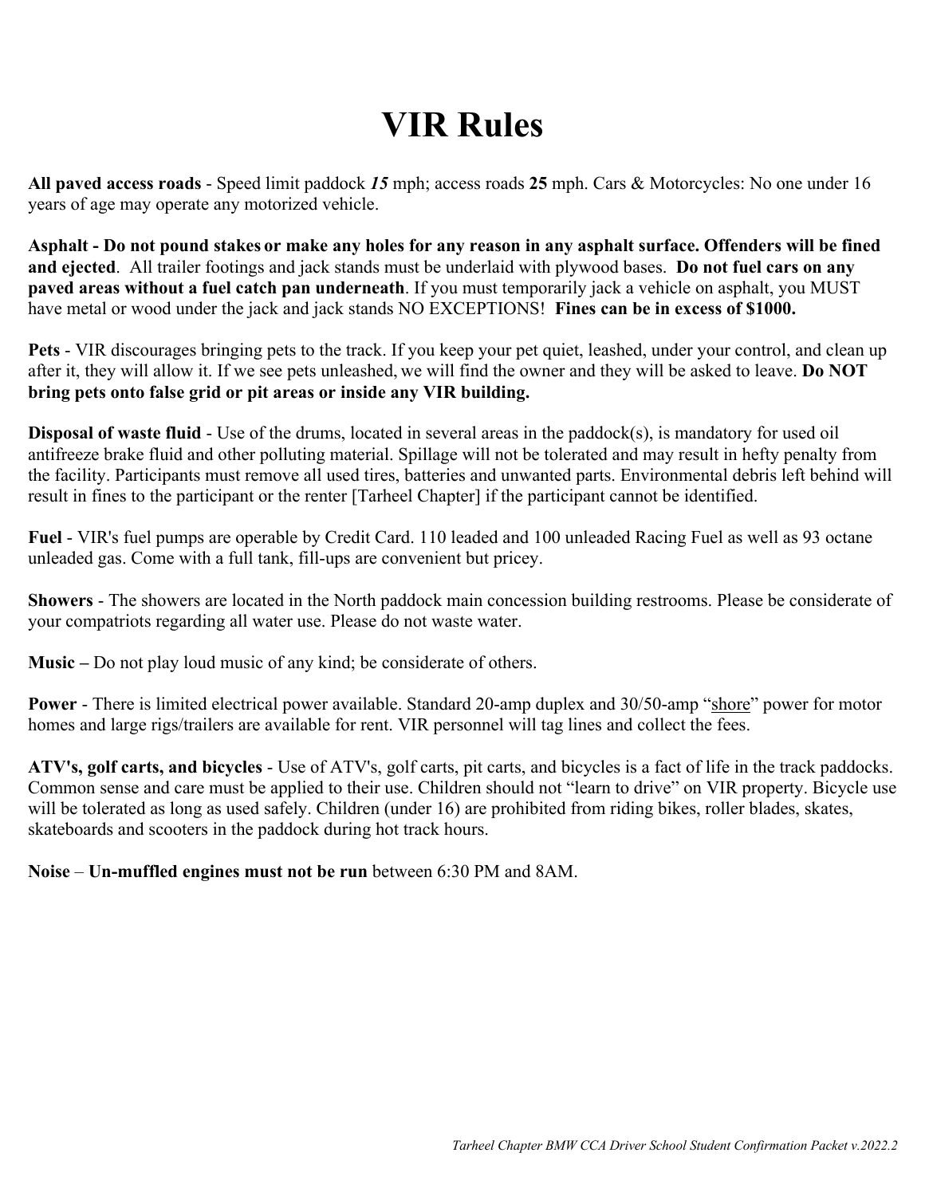# VIR Rules

**All paved access roads** - Speed limit paddock ***15*** mph; access roads **25** mph. Cars & Motorcycles: No one under 16 years of age may operate any motorized vehicle.

**Asphalt - Do not pound stakes or make any holes for any reason in any asphalt surface. Offenders will be fined and ejected**. All trailer footings and jack stands must be underlaid with plywood bases. **Do not fuel cars on any paved areas without a fuel catch pan underneath**. If you must temporarily jack a vehicle on asphalt, you MUST have metal or wood under the jack and jack stands NO EXCEPTIONS! **Fines can be in excess of $1000.**

**Pets** - VIR discourages bringing pets to the track. If you keep your pet quiet, leashed, under your control, and clean up after it, they will allow it. If we see pets unleashed, we will find the owner and they will be asked to leave. **Do NOT bring pets onto false grid or pit areas or inside any VIR building.**

**Disposal of waste fluid** - Use of the drums, located in several areas in the paddock(s), is mandatory for used oil antifreeze brake fluid and other polluting material. Spillage will not be tolerated and may result in hefty penalty from the facility. Participants must remove all used tires, batteries and unwanted parts. Environmental debris left behind will result in fines to the participant or the renter [Tarheel Chapter] if the participant cannot be identified.

**Fuel** - VIR's fuel pumps are operable by Credit Card. 110 leaded and 100 unleaded Racing Fuel as well as 93 octane unleaded gas. Come with a full tank, fill-ups are convenient but pricey.

**Showers** - The showers are located in the North paddock main concession building restrooms. Please be considerate of your compatriots regarding all water use. Please do not waste water.

**Music –** Do not play loud music of any kind; be considerate of others.

**Power** - There is limited electrical power available. Standard 20-amp duplex and 30/50-amp "shore" power for motor homes and large rigs/trailers are available for rent. VIR personnel will tag lines and collect the fees.

**ATV's, golf carts, and bicycles** - Use of ATV's, golf carts, pit carts, and bicycles is a fact of life in the track paddocks. Common sense and care must be applied to their use. Children should not "learn to drive" on VIR property. Bicycle use will be tolerated as long as used safely. Children (under 16) are prohibited from riding bikes, roller blades, skates, skateboards and scooters in the paddock during hot track hours.

**Noise** – **Un-muffled engines must not be run** between 6:30 PM and 8AM.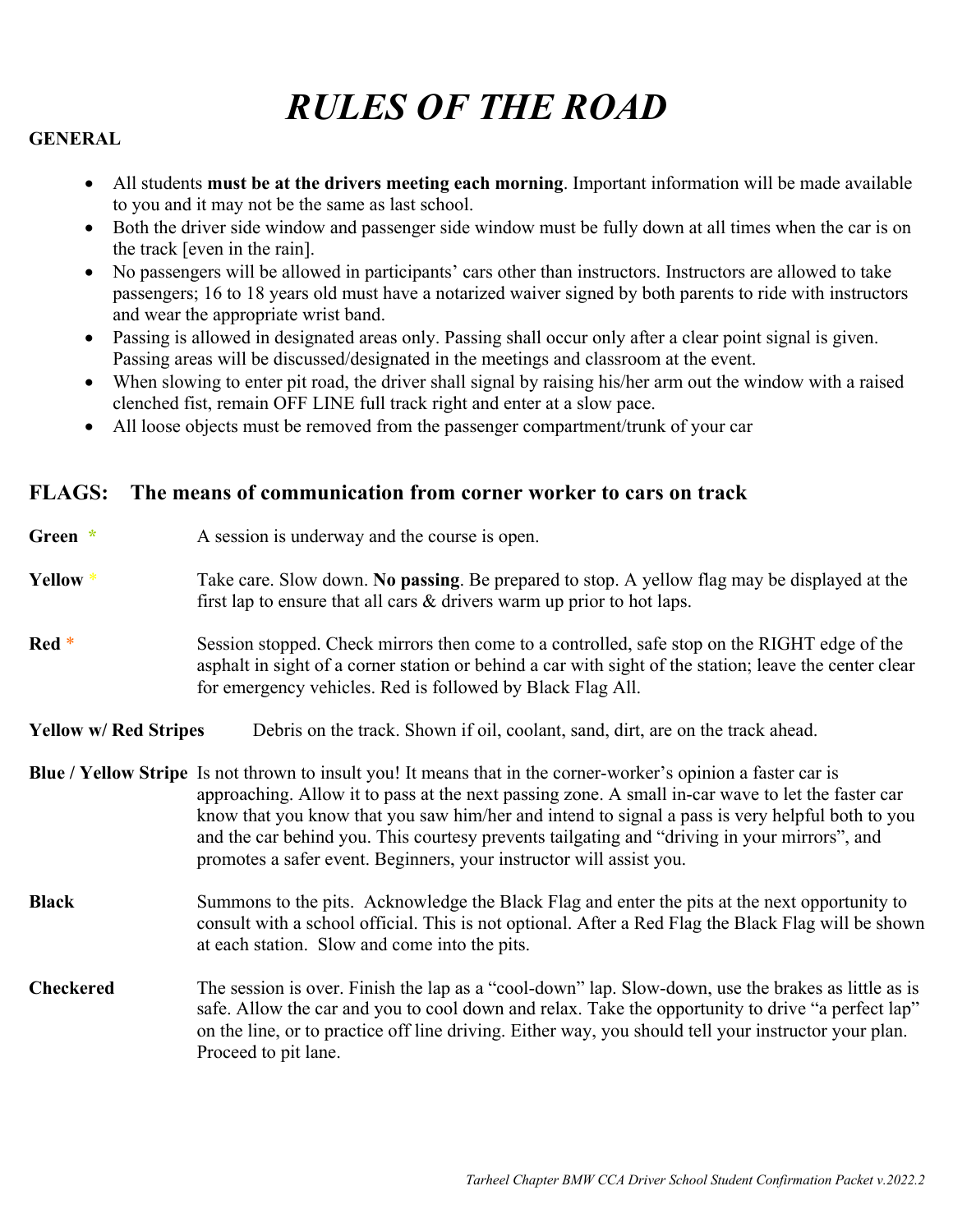# *RULES OF THE ROAD*

**GENERAL**

- All students **must be at the drivers meeting each morning**. Important information will be made available to you and it may not be the same as last school.
- Both the driver side window and passenger side window must be fully down at all times when the car is on the track [even in the rain].
- No passengers will be allowed in participants' cars other than instructors. Instructors are allowed to take passengers; 16 to 18 years old must have a notarized waiver signed by both parents to ride with instructors and wear the appropriate wrist band.
- Passing is allowed in designated areas only. Passing shall occur only after a clear point signal is given. Passing areas will be discussed/designated in the meetings and classroom at the event.
- When slowing to enter pit road, the driver shall signal by raising his/her arm out the window with a raised clenched fist, remain OFF LINE full track right and enter at a slow pace.
- All loose objects must be removed from the passenger compartment/trunk of your car

## FLAGS: The means of communication from corner worker to cars on track

**Green** * A session is underway and the course is open.

**Yellow** * Take care. Slow down. **No passing**. Be prepared to stop. A yellow flag may be displayed at the first lap to ensure that all cars & drivers warm up prior to hot laps.

**Red** * Session stopped. Check mirrors then come to a controlled, safe stop on the RIGHT edge of the asphalt in sight of a corner station or behind a car with sight of the station; leave the center clear for emergency vehicles. Red is followed by Black Flag All.

**Yellow w/ Red Stripes** Debris on the track. Shown if oil, coolant, sand, dirt, are on the track ahead.

**Blue / Yellow Stripe** Is not thrown to insult you! It means that in the corner-worker's opinion a faster car is approaching. Allow it to pass at the next passing zone. A small in-car wave to let the faster car know that you know that you saw him/her and intend to signal a pass is very helpful both to you and the car behind you. This courtesy prevents tailgating and "driving in your mirrors", and promotes a safer event. Beginners, your instructor will assist you.

**Black** Summons to the pits. Acknowledge the Black Flag and enter the pits at the next opportunity to consult with a school official. This is not optional. After a Red Flag the Black Flag will be shown at each station. Slow and come into the pits.

**Checkered** The session is over. Finish the lap as a "cool-down" lap. Slow-down, use the brakes as little as is safe. Allow the car and you to cool down and relax. Take the opportunity to drive "a perfect lap" on the line, or to practice off line driving. Either way, you should tell your instructor your plan. Proceed to pit lane.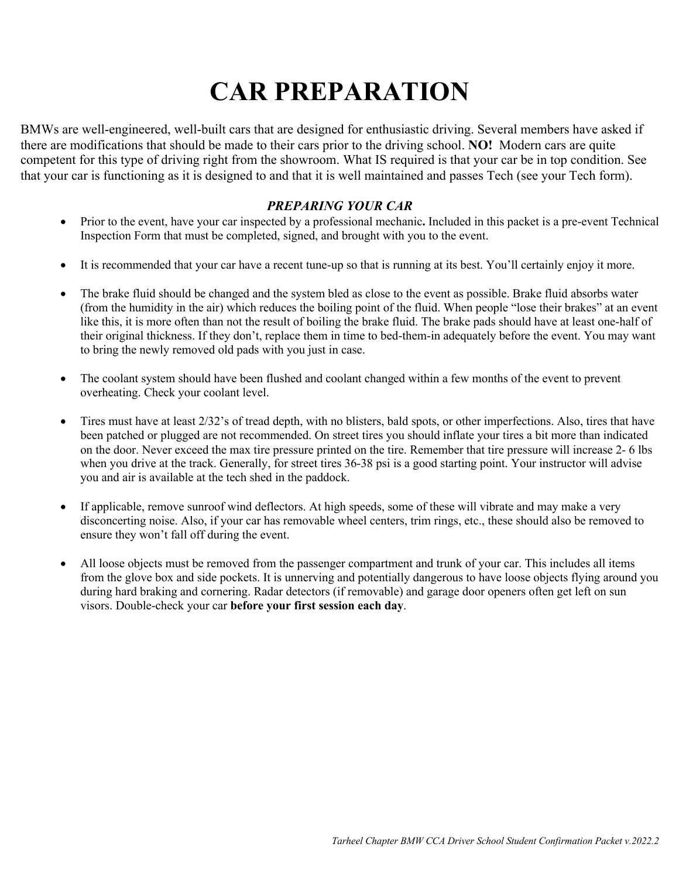# CAR PREPARATION

BMWs are well-engineered, well-built cars that are designed for enthusiastic driving. Several members have asked if there are modifications that should be made to their cars prior to the driving school. **NO!** Modern cars are quite competent for this type of driving right from the showroom. What IS required is that your car be in top condition. See that your car is functioning as it is designed to and that it is well maintained and passes Tech (see your Tech form).

### *PREPARING YOUR CAR*

- Prior to the event, have your car inspected by a professional mechanic**.** Included in this packet is a pre-event Technical Inspection Form that must be completed, signed, and brought with you to the event.

- It is recommended that your car have a recent tune-up so that is running at its best. You'll certainly enjoy it more.

- The brake fluid should be changed and the system bled as close to the event as possible. Brake fluid absorbs water (from the humidity in the air) which reduces the boiling point of the fluid. When people "lose their brakes" at an event like this, it is more often than not the result of boiling the brake fluid. The brake pads should have at least one-half of their original thickness. If they don't, replace them in time to bed-them-in adequately before the event. You may want to bring the newly removed old pads with you just in case.

- The coolant system should have been flushed and coolant changed within a few months of the event to prevent overheating. Check your coolant level.

- Tires must have at least 2/32's of tread depth, with no blisters, bald spots, or other imperfections. Also, tires that have been patched or plugged are not recommended. On street tires you should inflate your tires a bit more than indicated on the door. Never exceed the max tire pressure printed on the tire. Remember that tire pressure will increase 2- 6 lbs when you drive at the track. Generally, for street tires 36-38 psi is a good starting point. Your instructor will advise you and air is available at the tech shed in the paddock.

- If applicable, remove sunroof wind deflectors. At high speeds, some of these will vibrate and may make a very disconcerting noise. Also, if your car has removable wheel centers, trim rings, etc., these should also be removed to ensure they won't fall off during the event.

- All loose objects must be removed from the passenger compartment and trunk of your car. This includes all items from the glove box and side pockets. It is unnerving and potentially dangerous to have loose objects flying around you during hard braking and cornering. Radar detectors (if removable) and garage door openers often get left on sun visors. Double-check your car **before your first session each day**.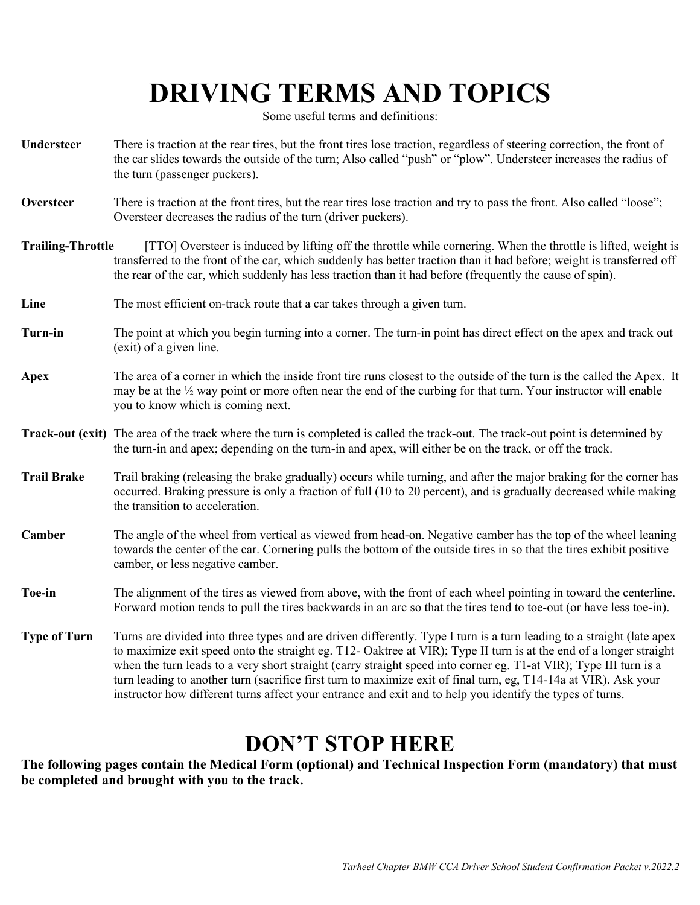# DRIVING TERMS AND TOPICS

Some useful terms and definitions:

**Understeer** There is traction at the rear tires, but the front tires lose traction, regardless of steering correction, the front of the car slides towards the outside of the turn; Also called "push" or "plow". Understeer increases the radius of the turn (passenger puckers).

**Oversteer** There is traction at the front tires, but the rear tires lose traction and try to pass the front. Also called "loose"; Oversteer decreases the radius of the turn (driver puckers).

**Trailing-Throttle** [TTO] Oversteer is induced by lifting off the throttle while cornering. When the throttle is lifted, weight is transferred to the front of the car, which suddenly has better traction than it had before; weight is transferred off the rear of the car, which suddenly has less traction than it had before (frequently the cause of spin).

**Line** The most efficient on-track route that a car takes through a given turn.

**Turn-in** The point at which you begin turning into a corner. The turn-in point has direct effect on the apex and track out (exit) of a given line.

**Apex** The area of a corner in which the inside front tire runs closest to the outside of the turn is the called the Apex. It may be at the ½ way point or more often near the end of the curbing for that turn. Your instructor will enable you to know which is coming next.

**Track-out (exit)** The area of the track where the turn is completed is called the track-out. The track-out point is determined by the turn-in and apex; depending on the turn-in and apex, will either be on the track, or off the track.

**Trail Brake** Trail braking (releasing the brake gradually) occurs while turning, and after the major braking for the corner has occurred. Braking pressure is only a fraction of full (10 to 20 percent), and is gradually decreased while making the transition to acceleration.

**Camber** The angle of the wheel from vertical as viewed from head-on. Negative camber has the top of the wheel leaning towards the center of the car. Cornering pulls the bottom of the outside tires in so that the tires exhibit positive camber, or less negative camber.

**Toe-in** The alignment of the tires as viewed from above, with the front of each wheel pointing in toward the centerline. Forward motion tends to pull the tires backwards in an arc so that the tires tend to toe-out (or have less toe-in).

**Type of Turn** Turns are divided into three types and are driven differently. Type I turn is a turn leading to a straight (late apex to maximize exit speed onto the straight eg. T12- Oaktree at VIR); Type II turn is at the end of a longer straight when the turn leads to a very short straight (carry straight speed into corner eg. T1-at VIR); Type III turn is a turn leading to another turn (sacrifice first turn to maximize exit of final turn, eg, T14-14a at VIR). Ask your instructor how different turns affect your entrance and exit and to help you identify the types of turns.

# DON'T STOP HERE

**The following pages contain the Medical Form (optional) and Technical Inspection Form (mandatory) that must be completed and brought with you to the track.**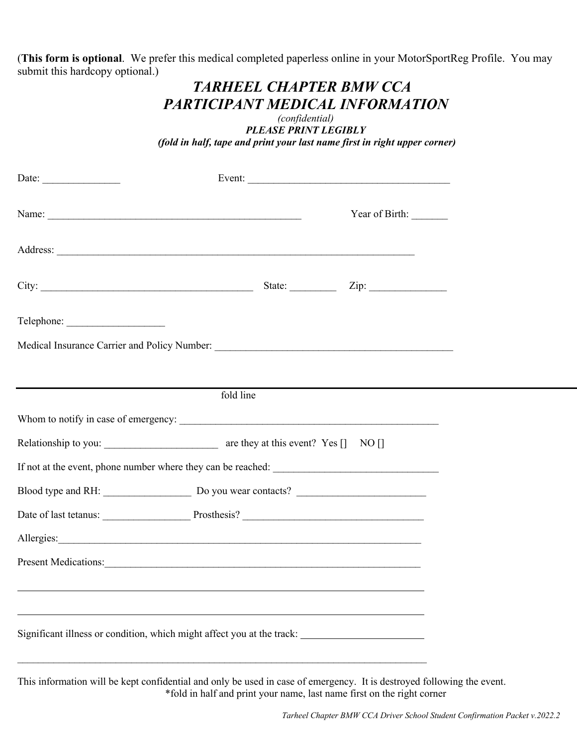(**This form is optional**. We prefer this medical completed paperless online in your MotorSportReg Profile. You may submit this hardcopy optional.)

# *TARHEEL CHAPTER BMW CCA*
# *PARTICIPANT MEDICAL INFORMATION*

*(confidential)*

***PLEASE PRINT LEGIBLY***

***(fold in half, tape and print your last name first in right upper corner)***

Date: _______________ Event: _________________________________________

Name: ____________________________________________________ Year of Birth: _______

Address: __________________________________________________________________________

City: ___________________________________________ State: _________ Zip: _______________

Telephone: ___________________

Medical Insurance Carrier and Policy Number: ________________________________________________

---

fold line

Whom to notify in case of emergency: ____________________________________________________

Relationship to you: ______________________ are they at this event? Yes [] NO []

If not at the event, phone number where they can be reached: ________________________________

Blood type and RH: _________________ Do you wear contacts? _________________________

Date of last tetanus: _________________ Prosthesis? ___________________________________

Allergies:___________________________________________________________________________

Present Medications:_________________________________________________________________

_____________________________________________________________________________________

_____________________________________________________________________________________

Significant illness or condition, which might affect you at the track: ________________________

_____________________________________________________________________________________

This information will be kept confidential and only be used in case of emergency. It is destroyed following the event.
*fold in half and print your name, last name first on the right corner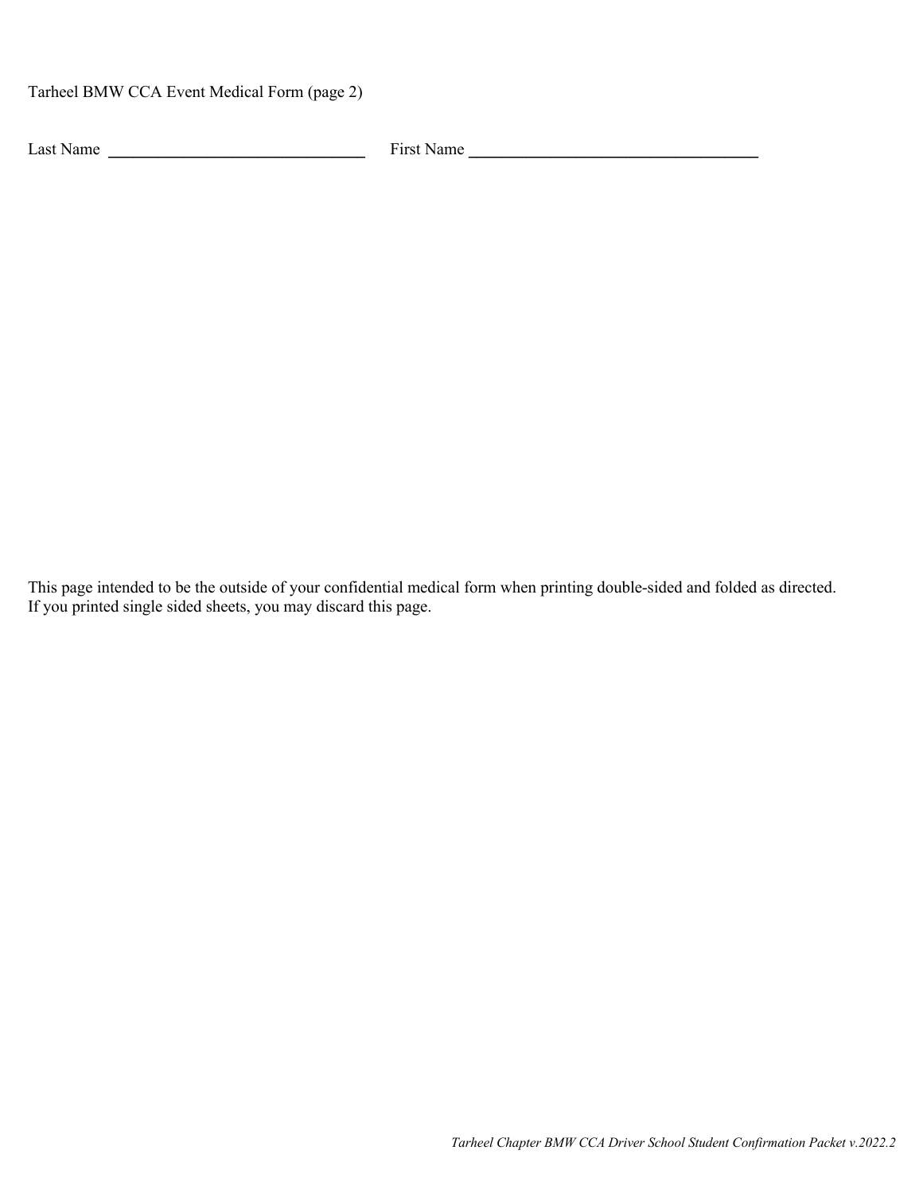Tarheel BMW CCA Event Medical Form (page 2)

Last Name ______________________________ First Name __________________________________

This page intended to be the outside of your confidential medical form when printing double-sided and folded as directed. If you printed single sided sheets, you may discard this page.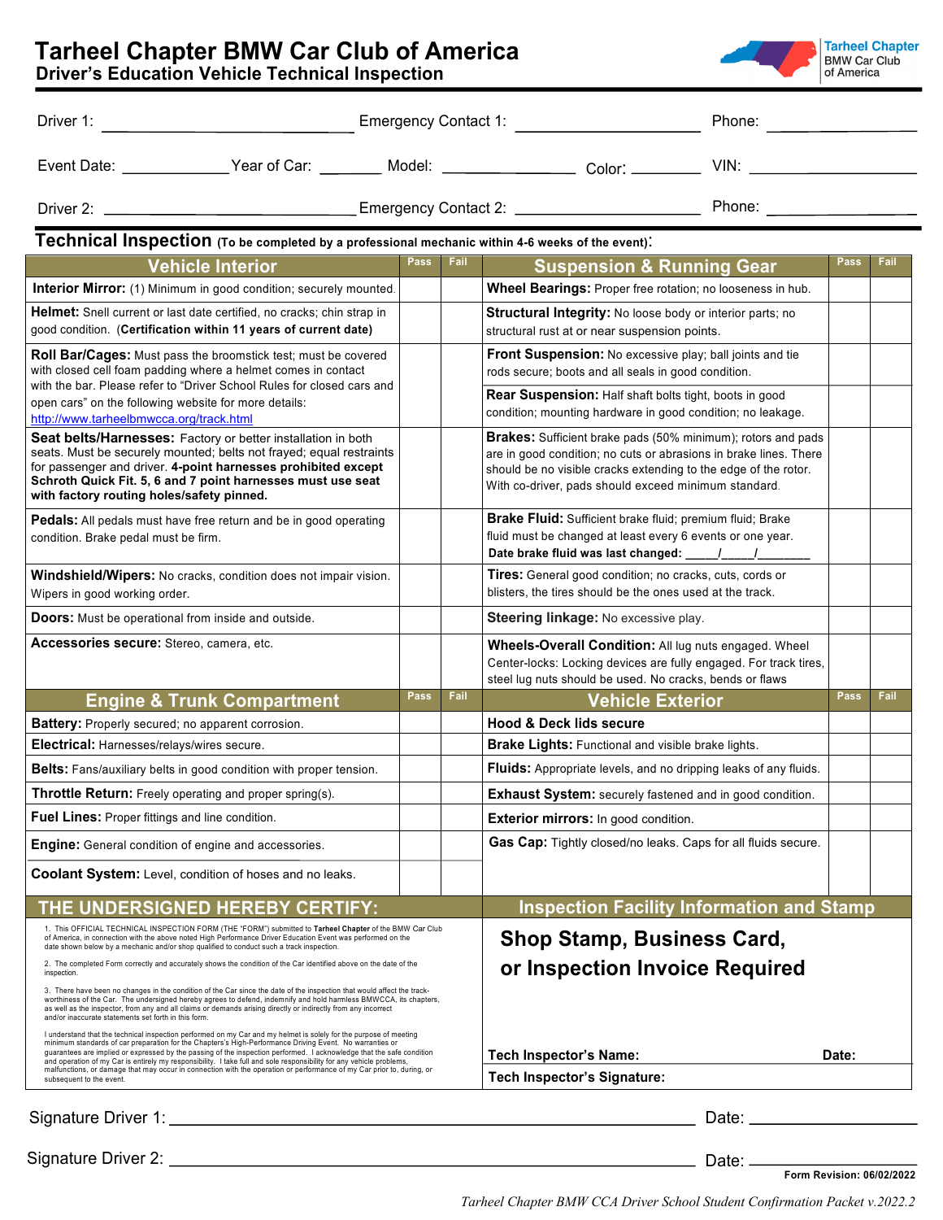# Tarheel Chapter BMW Car Club of America

## Driver's Education Vehicle Technical Inspection

Tarheel Chapter BMW Car Club of America

Driver 1: ______________________ Emergency Contact 1: ______________________ Phone: ______________

Event Date: __________ Year of Car: _______ Model: _____________ Color: ________ VIN: ______________

Driver 2: ______________________ Emergency Contact 2: ______________________ Phone: ______________

## Technical Inspection (To be completed by a professional mechanic within 4-6 weeks of the event):

| Vehicle Interior | Pass | Fail |
|---|---|---|
| **Interior Mirror:** (1) Minimum in good condition; securely mounted. | | |
| **Helmet:** Snell current or last date certified, no cracks; chin strap in good condition. **(Certification within 11 years of current date)** | | |
| **Roll Bar/Cages:** Must pass the broomstick test; must be covered with closed cell foam padding where a helmet comes in contact with the bar. Please refer to "Driver School Rules for closed cars and open cars" on the following website for more details: http://www.tarheelbmwcca.org/track.html | | |
| **Seat belts/Harnesses:** Factory or better installation in both seats. Must be securely mounted; belts not frayed; equal restraints for passenger and driver. **4-point harnesses prohibited except Schroth Quick Fit. 5, 6 and 7 point harnesses must use seat with factory routing holes/safety pinned.** | | |
| **Pedals:** All pedals must have free return and be in good operating condition. Brake pedal must be firm. | | |
| **Windshield/Wipers:** No cracks, condition does not impair vision. Wipers in good working order. | | |
| **Doors:** Must be operational from inside and outside. | | |
| **Accessories secure:** Stereo, camera, etc. | | |

| Suspension & Running Gear | Pass | Fail |
|---|---|---|
| **Wheel Bearings:** Proper free rotation; no looseness in hub. | | |
| **Structural Integrity:** No loose body or interior parts; no structural rust at or near suspension points. | | |
| **Front Suspension:** No excessive play; ball joints and tie rods secure; boots and all seals in good condition. | | |
| **Rear Suspension:** Half shaft bolts tight, boots in good condition; mounting hardware in good condition; no leakage. | | |
| **Brakes:** Sufficient brake pads (50% minimum); rotors and pads are in good condition; no cuts or abrasions in brake lines. There should be no visible cracks extending to the edge of the rotor. With co-driver, pads should exceed minimum standard. | | |
| **Brake Fluid:** Sufficient brake fluid; premium fluid; Brake fluid must be changed at least every 6 events or one year. **Date brake fluid was last changed: _____/_____/________** | | |
| **Tires:** General good condition; no cracks, cuts, cords or blisters, the tires should be the ones used at the track. | | |
| **Steering linkage:** No excessive play. | | |
| **Wheels-Overall Condition:** All lug nuts engaged. Wheel Center-locks: Locking devices are fully engaged. For track tires, steel lug nuts should be used. No cracks, bends or flaws | | |

| Engine & Trunk Compartment | Pass | Fail |
|---|---|---|
| **Battery:** Properly secured; no apparent corrosion. | | |
| **Electrical:** Harnesses/relays/wires secure. | | |
| **Belts:** Fans/auxiliary belts in good condition with proper tension. | | |
| **Throttle Return:** Freely operating and proper spring(s). | | |
| **Fuel Lines:** Proper fittings and line condition. | | |
| **Engine:** General condition of engine and accessories. | | |
| **Coolant System:** Level, condition of hoses and no leaks. | | |

| Vehicle Exterior | Pass | Fail |
|---|---|---|
| **Hood & Deck lids secure** | | |
| **Brake Lights:** Functional and visible brake lights. | | |
| **Fluids:** Appropriate levels, and no dripping leaks of any fluids. | | |
| **Exhaust System:** securely fastened and in good condition. | | |
| **Exterior mirrors:** In good condition. | | |
| **Gas Cap:** Tightly closed/no leaks. Caps for all fluids secure. | | |

## THE UNDERSIGNED HEREBY CERTIFY:

1. This OFFICIAL TECHNICAL INSPECTION FORM (THE "FORM") submitted to **Tarheel Chapter** of the BMW Car Club of America, in connection with the above noted High Performance Driver Education Event was performed on the date shown below by a mechanic and/or shop qualified to conduct such a track inspection.

2. The completed Form correctly and accurately shows the condition of the Car identified above on the date of the inspection.

3. There have been no changes in the condition of the Car since the date of the inspection that would affect the track-worthiness of the Car. The undersigned hereby agrees to defend, indemnify and hold harmless BMWCCA, its chapters, as well as the inspector, from any and all claims or demands arising directly or indirectly from any incorrect and/or inaccurate statements set forth in this Form.

I understand that the technical inspection performed on my Car and my helmet is solely for the purpose of meeting minimum standards of car preparation for the Chapter's High-Performance Driving Event. No warranties or guarantees are implied or expressed by the passing of the inspection performed. I acknowledge that the safe condition and operation of my Car is entirely my responsibility. I take full and sole responsibility for any vehicle problems, malfunctions, or damage that may occur in connection with the operation or performance of my Car prior to, during, or subsequent to the event.

## Inspection Facility Information and Stamp

**Shop Stamp, Business Card, or Inspection Invoice Required**

**Tech Inspector's Name:** ______________________ **Date:** __________

**Tech Inspector's Signature:** ______________________

Signature Driver 1: ______________________________________ Date: ______________

Signature Driver 2: ______________________________________ Date: ______________

Form Revision: 06/02/2022

*Tarheel Chapter BMW CCA Driver School Student Confirmation Packet v.2022.2*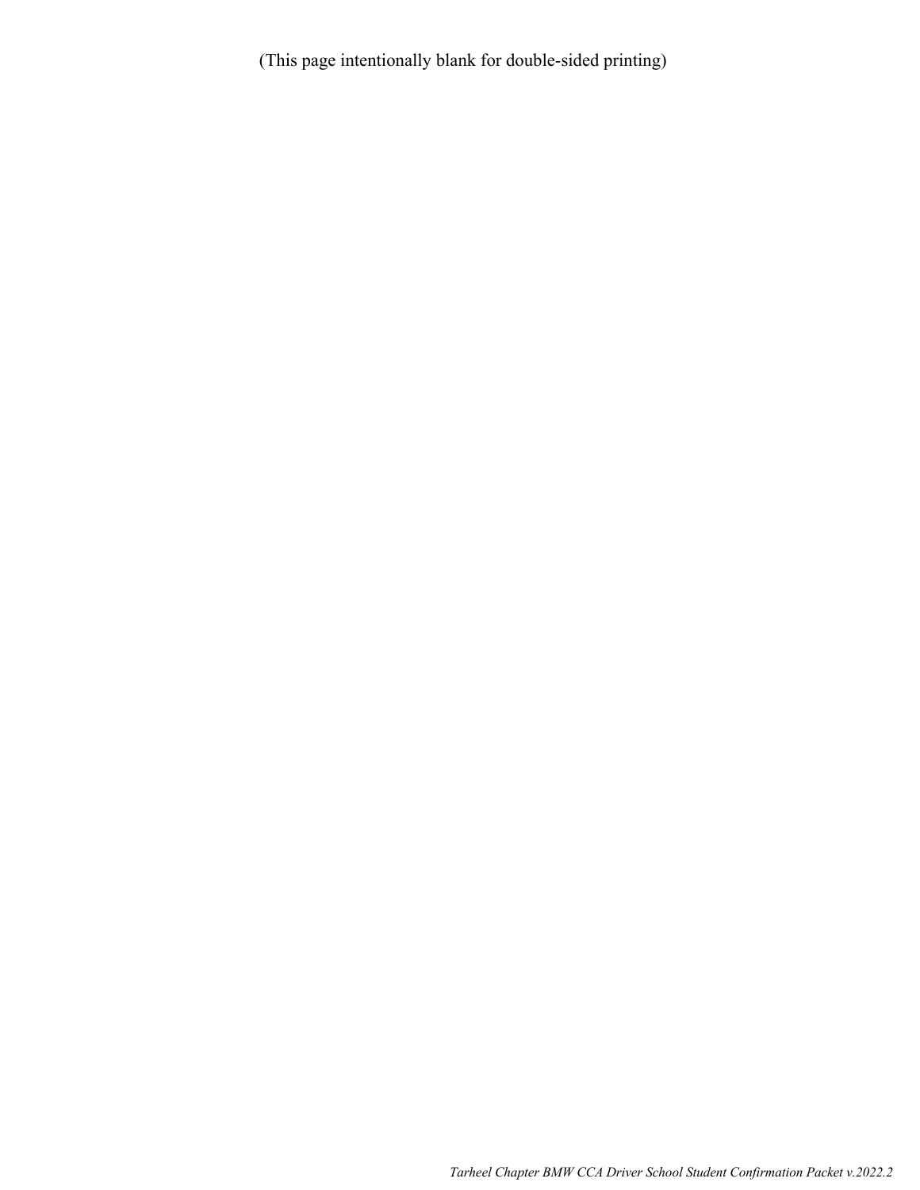(This page intentionally blank for double-sided printing)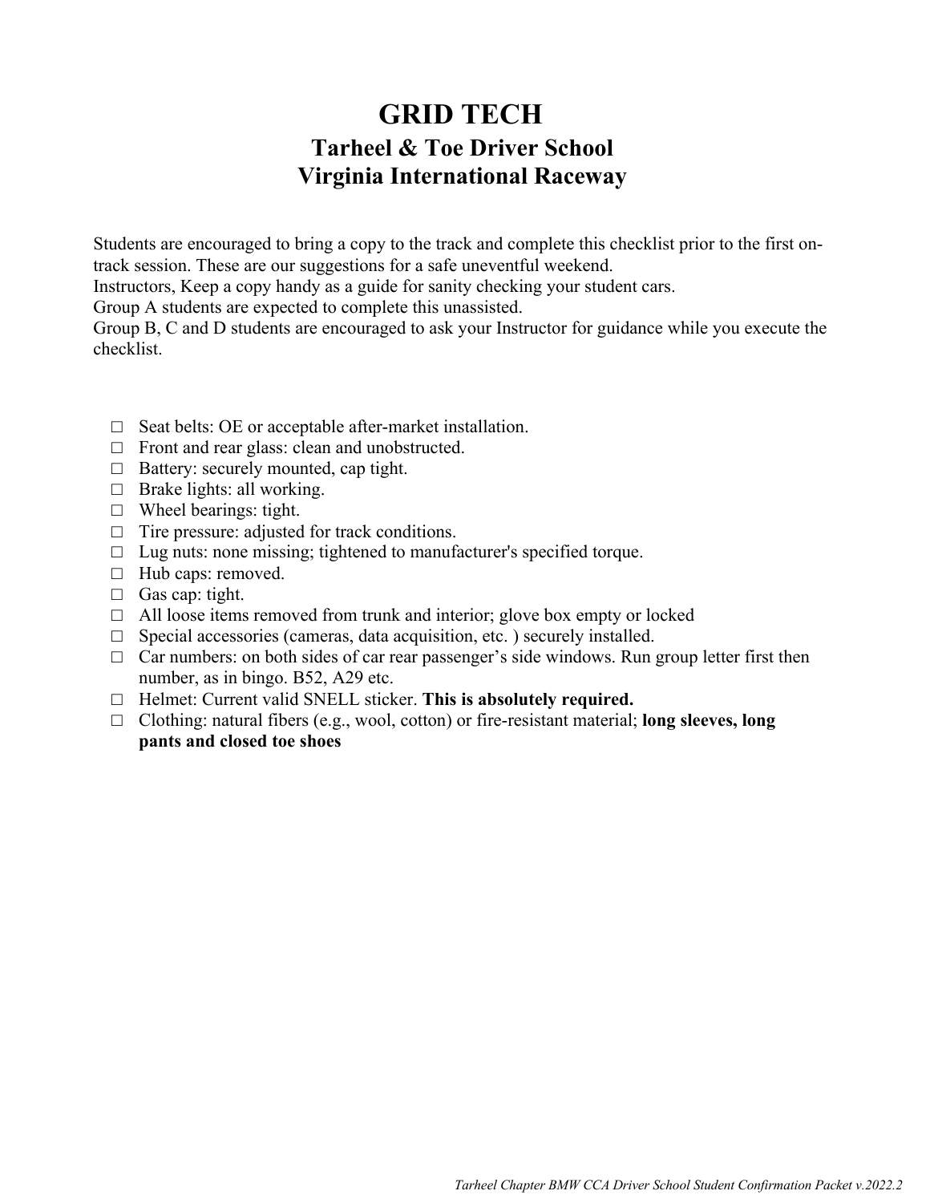# GRID TECH

## Tarheel & Toe Driver School
## Virginia International Raceway

Students are encouraged to bring a copy to the track and complete this checklist prior to the first on-track session. These are our suggestions for a safe uneventful weekend.
Instructors, Keep a copy handy as a guide for sanity checking your student cars.
Group A students are expected to complete this unassisted.
Group B, C and D students are encouraged to ask your Instructor for guidance while you execute the checklist.

- □ Seat belts: OE or acceptable after-market installation.
- □ Front and rear glass: clean and unobstructed.
- □ Battery: securely mounted, cap tight.
- □ Brake lights: all working.
- □ Wheel bearings: tight.
- □ Tire pressure: adjusted for track conditions.
- □ Lug nuts: none missing; tightened to manufacturer's specified torque.
- □ Hub caps: removed.
- □ Gas cap: tight.
- □ All loose items removed from trunk and interior; glove box empty or locked
- □ Special accessories (cameras, data acquisition, etc. ) securely installed.
- □ Car numbers: on both sides of car rear passenger's side windows. Run group letter first then number, as in bingo. B52, A29 etc.
- □ Helmet: Current valid SNELL sticker. **This is absolutely required.**
- □ Clothing: natural fibers (e.g., wool, cotton) or fire-resistant material; **long sleeves, long pants and closed toe shoes**